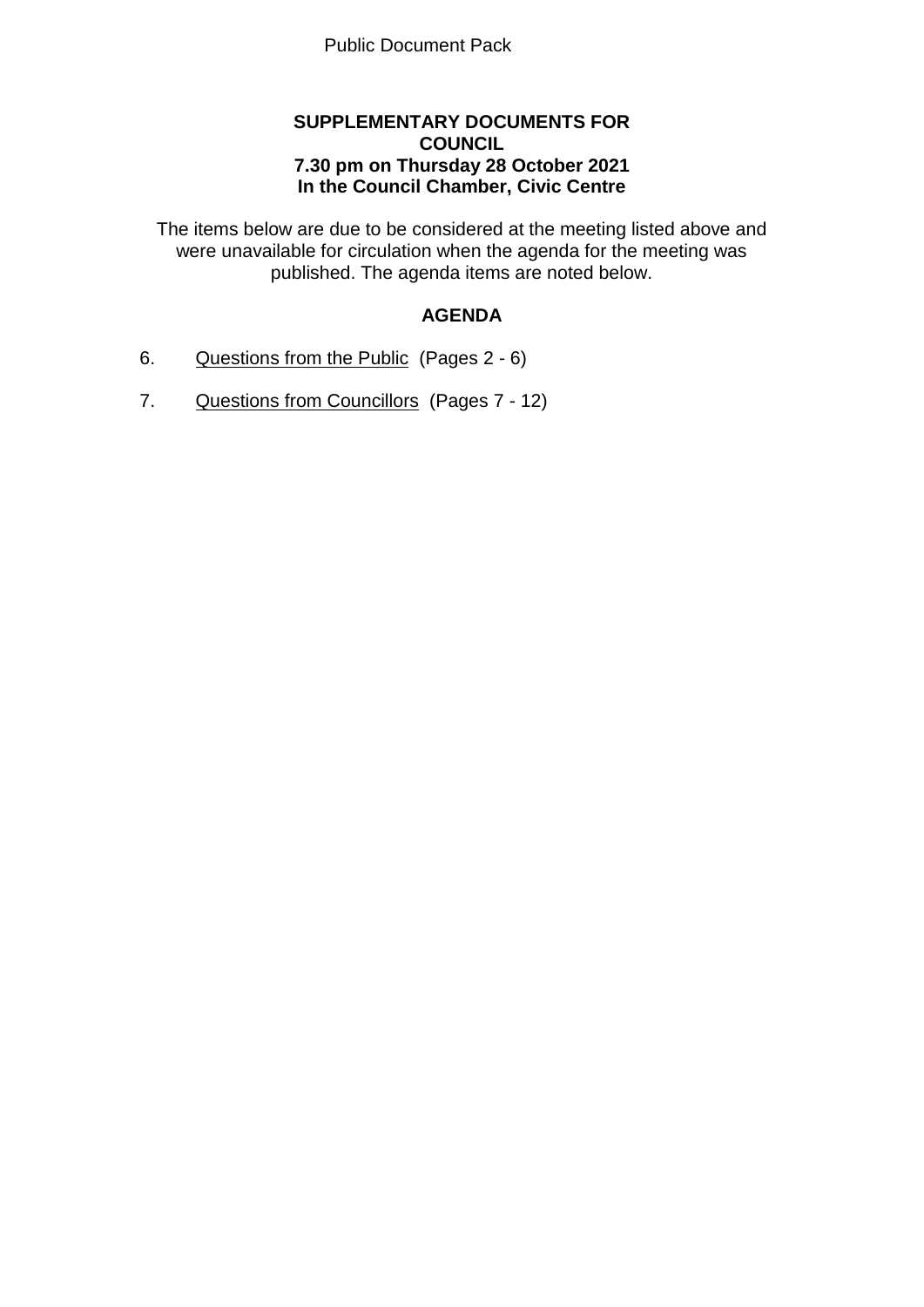Public Document Pack

**SUPPLEMENTARY DOCUMENTS FOR COUNCIL**
**7.30 pm on Thursday 28 October 2021**
**In the Council Chamber, Civic Centre**

The items below are due to be considered at the meeting listed above and were unavailable for circulation when the agenda for the meeting was published. The agenda items are noted below.

## AGENDA

6. Questions from the Public (Pages 2 - 6)

7. Questions from Councillors (Pages 7 - 12)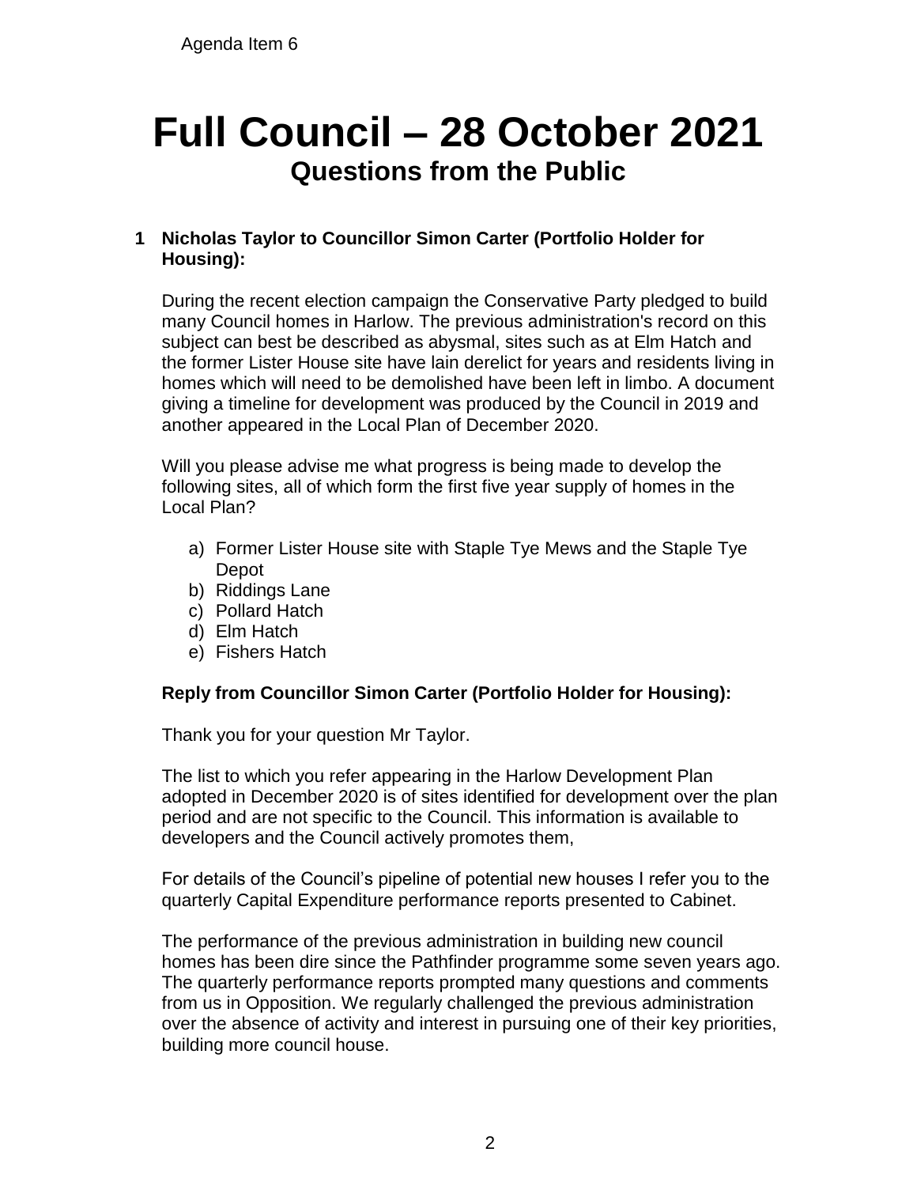Agenda Item 6

# Full Council – 28 October 2021

## Questions from the Public

**1 Nicholas Taylor to Councillor Simon Carter (Portfolio Holder for Housing):**

During the recent election campaign the Conservative Party pledged to build many Council homes in Harlow. The previous administration's record on this subject can best be described as abysmal, sites such as at Elm Hatch and the former Lister House site have lain derelict for years and residents living in homes which will need to be demolished have been left in limbo. A document giving a timeline for development was produced by the Council in 2019 and another appeared in the Local Plan of December 2020.

Will you please advise me what progress is being made to develop the following sites, all of which form the first five year supply of homes in the Local Plan?

a) Former Lister House site with Staple Tye Mews and the Staple Tye Depot
b) Riddings Lane
c) Pollard Hatch
d) Elm Hatch
e) Fishers Hatch

**Reply from Councillor Simon Carter (Portfolio Holder for Housing):**

Thank you for your question Mr Taylor.

The list to which you refer appearing in the Harlow Development Plan adopted in December 2020 is of sites identified for development over the plan period and are not specific to the Council. This information is available to developers and the Council actively promotes them,

For details of the Council's pipeline of potential new houses I refer you to the quarterly Capital Expenditure performance reports presented to Cabinet.

The performance of the previous administration in building new council homes has been dire since the Pathfinder programme some seven years ago. The quarterly performance reports prompted many questions and comments from us in Opposition. We regularly challenged the previous administration over the absence of activity and interest in pursuing one of their key priorities, building more council house.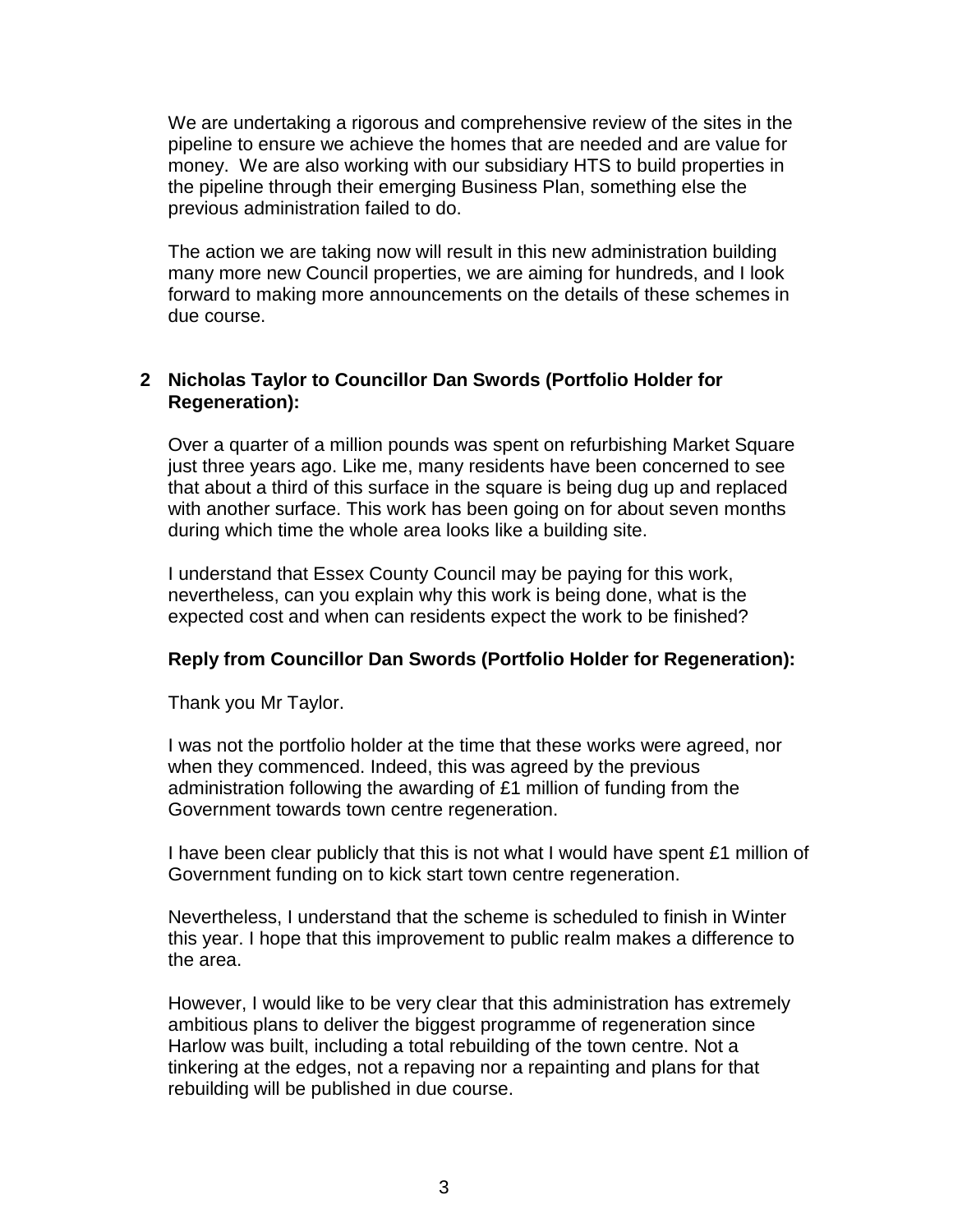We are undertaking a rigorous and comprehensive review of the sites in the pipeline to ensure we achieve the homes that are needed and are value for money. We are also working with our subsidiary HTS to build properties in the pipeline through their emerging Business Plan, something else the previous administration failed to do.

The action we are taking now will result in this new administration building many more new Council properties, we are aiming for hundreds, and I look forward to making more announcements on the details of these schemes in due course.

**2 Nicholas Taylor to Councillor Dan Swords (Portfolio Holder for Regeneration):**

Over a quarter of a million pounds was spent on refurbishing Market Square just three years ago. Like me, many residents have been concerned to see that about a third of this surface in the square is being dug up and replaced with another surface. This work has been going on for about seven months during which time the whole area looks like a building site.

I understand that Essex County Council may be paying for this work, nevertheless, can you explain why this work is being done, what is the expected cost and when can residents expect the work to be finished?

**Reply from Councillor Dan Swords (Portfolio Holder for Regeneration):**

Thank you Mr Taylor.

I was not the portfolio holder at the time that these works were agreed, nor when they commenced. Indeed, this was agreed by the previous administration following the awarding of £1 million of funding from the Government towards town centre regeneration.

I have been clear publicly that this is not what I would have spent £1 million of Government funding on to kick start town centre regeneration.

Nevertheless, I understand that the scheme is scheduled to finish in Winter this year. I hope that this improvement to public realm makes a difference to the area.

However, I would like to be very clear that this administration has extremely ambitious plans to deliver the biggest programme of regeneration since Harlow was built, including a total rebuilding of the town centre. Not a tinkering at the edges, not a repaving nor a repainting and plans for that rebuilding will be published in due course.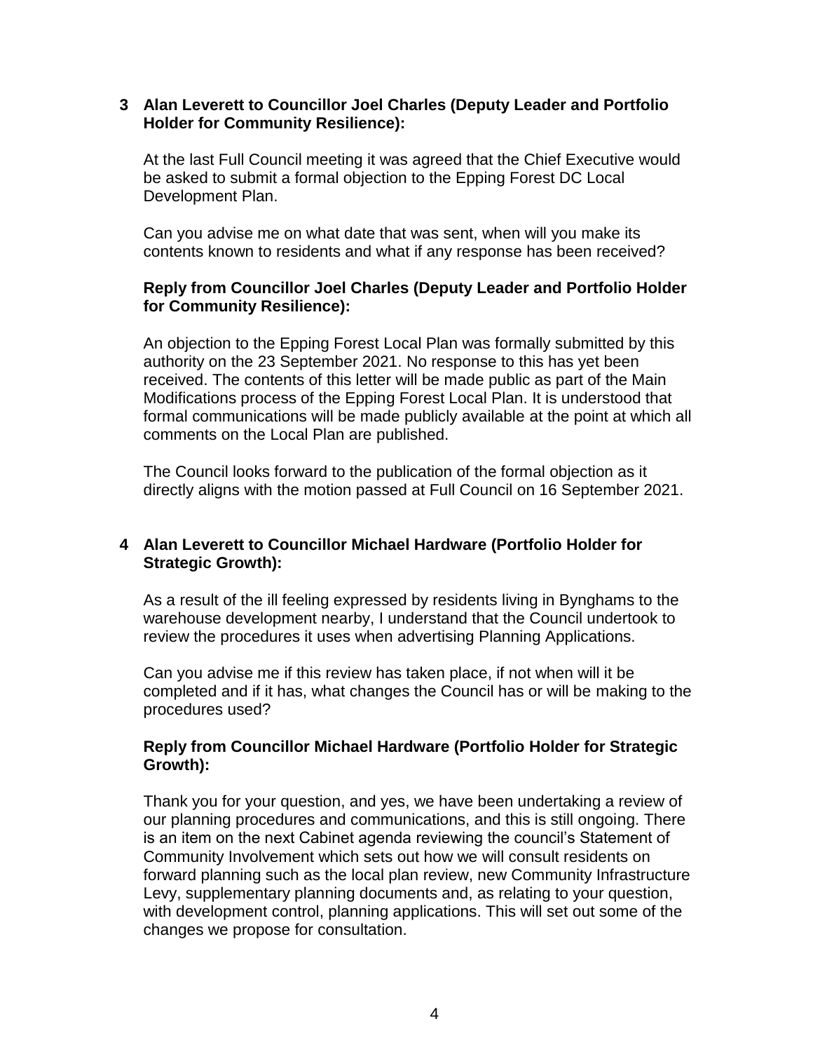**3 Alan Leverett to Councillor Joel Charles (Deputy Leader and Portfolio Holder for Community Resilience):**

At the last Full Council meeting it was agreed that the Chief Executive would be asked to submit a formal objection to the Epping Forest DC Local Development Plan.

Can you advise me on what date that was sent, when will you make its contents known to residents and what if any response has been received?

**Reply from Councillor Joel Charles (Deputy Leader and Portfolio Holder for Community Resilience):**

An objection to the Epping Forest Local Plan was formally submitted by this authority on the 23 September 2021. No response to this has yet been received. The contents of this letter will be made public as part of the Main Modifications process of the Epping Forest Local Plan. It is understood that formal communications will be made publicly available at the point at which all comments on the Local Plan are published.

The Council looks forward to the publication of the formal objection as it directly aligns with the motion passed at Full Council on 16 September 2021.

**4 Alan Leverett to Councillor Michael Hardware (Portfolio Holder for Strategic Growth):**

As a result of the ill feeling expressed by residents living in Bynghams to the warehouse development nearby, I understand that the Council undertook to review the procedures it uses when advertising Planning Applications.

Can you advise me if this review has taken place, if not when will it be completed and if it has, what changes the Council has or will be making to the procedures used?

**Reply from Councillor Michael Hardware (Portfolio Holder for Strategic Growth):**

Thank you for your question, and yes, we have been undertaking a review of our planning procedures and communications, and this is still ongoing. There is an item on the next Cabinet agenda reviewing the council's Statement of Community Involvement which sets out how we will consult residents on forward planning such as the local plan review, new Community Infrastructure Levy, supplementary planning documents and, as relating to your question, with development control, planning applications. This will set out some of the changes we propose for consultation.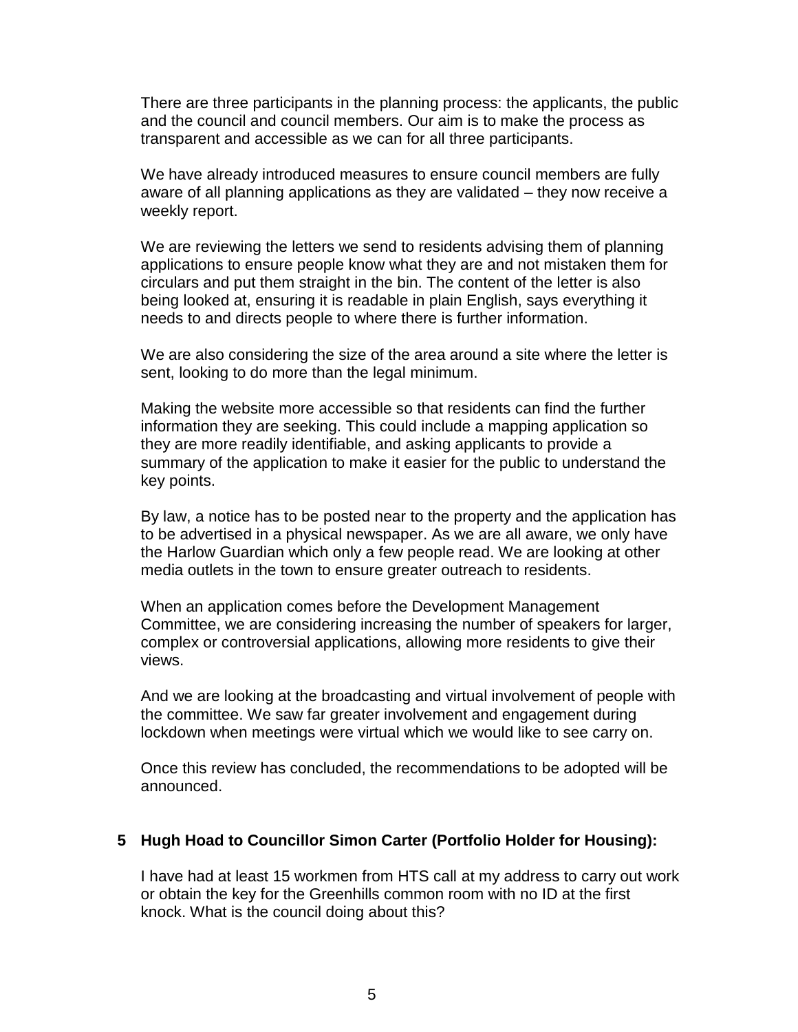There are three participants in the planning process: the applicants, the public and the council and council members. Our aim is to make the process as transparent and accessible as we can for all three participants.

We have already introduced measures to ensure council members are fully aware of all planning applications as they are validated – they now receive a weekly report.

We are reviewing the letters we send to residents advising them of planning applications to ensure people know what they are and not mistaken them for circulars and put them straight in the bin. The content of the letter is also being looked at, ensuring it is readable in plain English, says everything it needs to and directs people to where there is further information.

We are also considering the size of the area around a site where the letter is sent, looking to do more than the legal minimum.

Making the website more accessible so that residents can find the further information they are seeking. This could include a mapping application so they are more readily identifiable, and asking applicants to provide a summary of the application to make it easier for the public to understand the key points.

By law, a notice has to be posted near to the property and the application has to be advertised in a physical newspaper. As we are all aware, we only have the Harlow Guardian which only a few people read. We are looking at other media outlets in the town to ensure greater outreach to residents.

When an application comes before the Development Management Committee, we are considering increasing the number of speakers for larger, complex or controversial applications, allowing more residents to give their views.

And we are looking at the broadcasting and virtual involvement of people with the committee. We saw far greater involvement and engagement during lockdown when meetings were virtual which we would like to see carry on.

Once this review has concluded, the recommendations to be adopted will be announced.

**5 Hugh Hoad to Councillor Simon Carter (Portfolio Holder for Housing):**

I have had at least 15 workmen from HTS call at my address to carry out work or obtain the key for the Greenhills common room with no ID at the first knock. What is the council doing about this?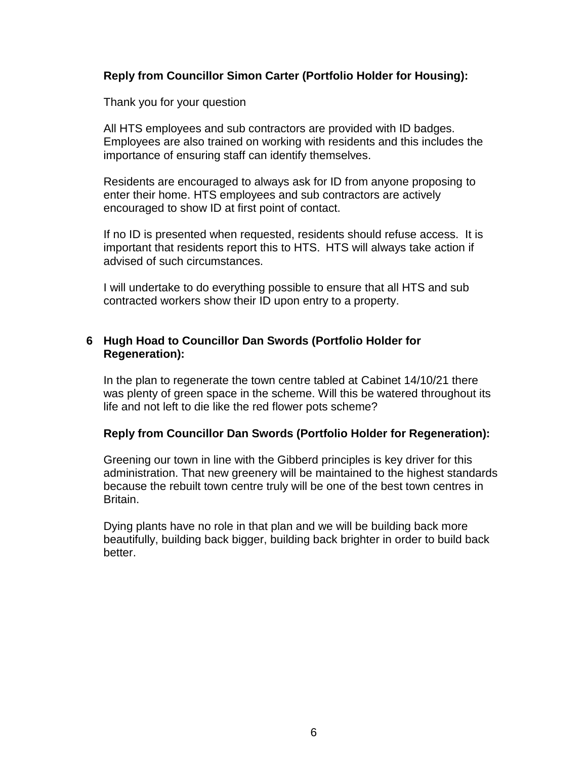**Reply from Councillor Simon Carter (Portfolio Holder for Housing):**

Thank you for your question

All HTS employees and sub contractors are provided with ID badges. Employees are also trained on working with residents and this includes the importance of ensuring staff can identify themselves.

Residents are encouraged to always ask for ID from anyone proposing to enter their home. HTS employees and sub contractors are actively encouraged to show ID at first point of contact.

If no ID is presented when requested, residents should refuse access. It is important that residents report this to HTS. HTS will always take action if advised of such circumstances.

I will undertake to do everything possible to ensure that all HTS and sub contracted workers show their ID upon entry to a property.

**6 Hugh Hoad to Councillor Dan Swords (Portfolio Holder for Regeneration):**

In the plan to regenerate the town centre tabled at Cabinet 14/10/21 there was plenty of green space in the scheme. Will this be watered throughout its life and not left to die like the red flower pots scheme?

**Reply from Councillor Dan Swords (Portfolio Holder for Regeneration):**

Greening our town in line with the Gibberd principles is key driver for this administration. That new greenery will be maintained to the highest standards because the rebuilt town centre truly will be one of the best town centres in Britain.

Dying plants have no role in that plan and we will be building back more beautifully, building back bigger, building back brighter in order to build back better.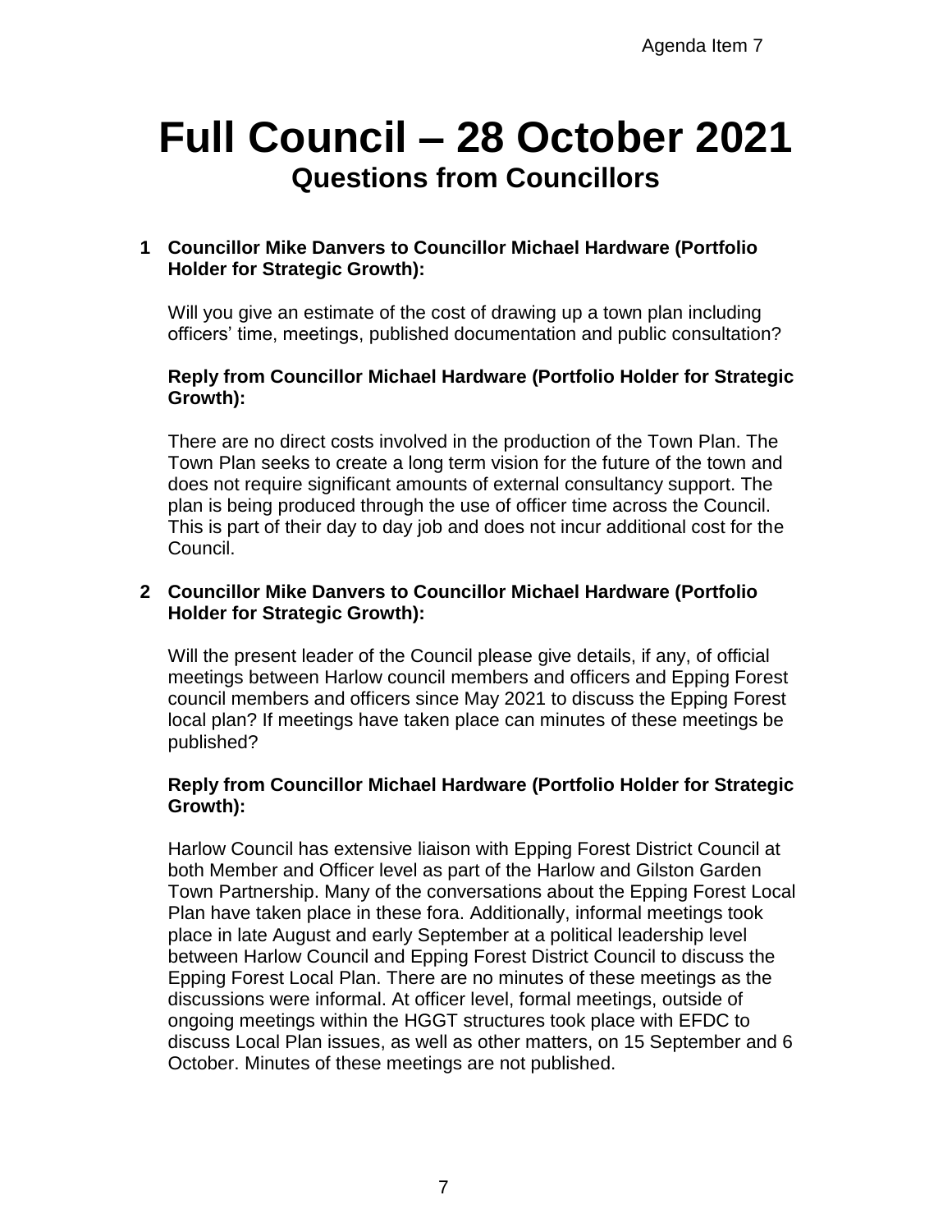Agenda Item 7

# Full Council – 28 October 2021

## Questions from Councillors

**1 Councillor Mike Danvers to Councillor Michael Hardware (Portfolio Holder for Strategic Growth):**

Will you give an estimate of the cost of drawing up a town plan including officers' time, meetings, published documentation and public consultation?

**Reply from Councillor Michael Hardware (Portfolio Holder for Strategic Growth):**

There are no direct costs involved in the production of the Town Plan. The Town Plan seeks to create a long term vision for the future of the town and does not require significant amounts of external consultancy support. The plan is being produced through the use of officer time across the Council. This is part of their day to day job and does not incur additional cost for the Council.

**2 Councillor Mike Danvers to Councillor Michael Hardware (Portfolio Holder for Strategic Growth):**

Will the present leader of the Council please give details, if any, of official meetings between Harlow council members and officers and Epping Forest council members and officers since May 2021 to discuss the Epping Forest local plan? If meetings have taken place can minutes of these meetings be published?

**Reply from Councillor Michael Hardware (Portfolio Holder for Strategic Growth):**

Harlow Council has extensive liaison with Epping Forest District Council at both Member and Officer level as part of the Harlow and Gilston Garden Town Partnership. Many of the conversations about the Epping Forest Local Plan have taken place in these fora. Additionally, informal meetings took place in late August and early September at a political leadership level between Harlow Council and Epping Forest District Council to discuss the Epping Forest Local Plan. There are no minutes of these meetings as the discussions were informal. At officer level, formal meetings, outside of ongoing meetings within the HGGT structures took place with EFDC to discuss Local Plan issues, as well as other matters, on 15 September and 6 October. Minutes of these meetings are not published.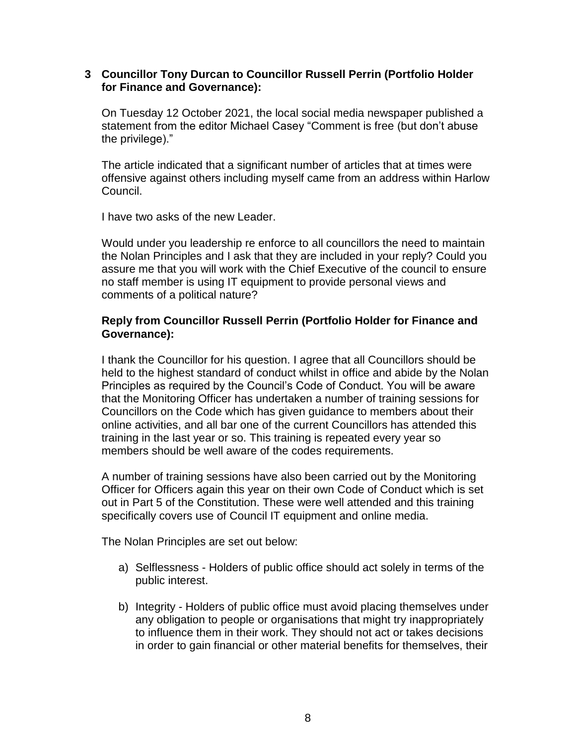**3 Councillor Tony Durcan to Councillor Russell Perrin (Portfolio Holder for Finance and Governance):**

On Tuesday 12 October 2021, the local social media newspaper published a statement from the editor Michael Casey "Comment is free (but don't abuse the privilege)."

The article indicated that a significant number of articles that at times were offensive against others including myself came from an address within Harlow Council.

I have two asks of the new Leader.

Would under you leadership re enforce to all councillors the need to maintain the Nolan Principles and I ask that they are included in your reply? Could you assure me that you will work with the Chief Executive of the council to ensure no staff member is using IT equipment to provide personal views and comments of a political nature?

**Reply from Councillor Russell Perrin (Portfolio Holder for Finance and Governance):**

I thank the Councillor for his question. I agree that all Councillors should be held to the highest standard of conduct whilst in office and abide by the Nolan Principles as required by the Council's Code of Conduct. You will be aware that the Monitoring Officer has undertaken a number of training sessions for Councillors on the Code which has given guidance to members about their online activities, and all bar one of the current Councillors has attended this training in the last year or so. This training is repeated every year so members should be well aware of the codes requirements.

A number of training sessions have also been carried out by the Monitoring Officer for Officers again this year on their own Code of Conduct which is set out in Part 5 of the Constitution. These were well attended and this training specifically covers use of Council IT equipment and online media.

The Nolan Principles are set out below:

a) Selflessness - Holders of public office should act solely in terms of the public interest.

b) Integrity - Holders of public office must avoid placing themselves under any obligation to people or organisations that might try inappropriately to influence them in their work. They should not act or takes decisions in order to gain financial or other material benefits for themselves, their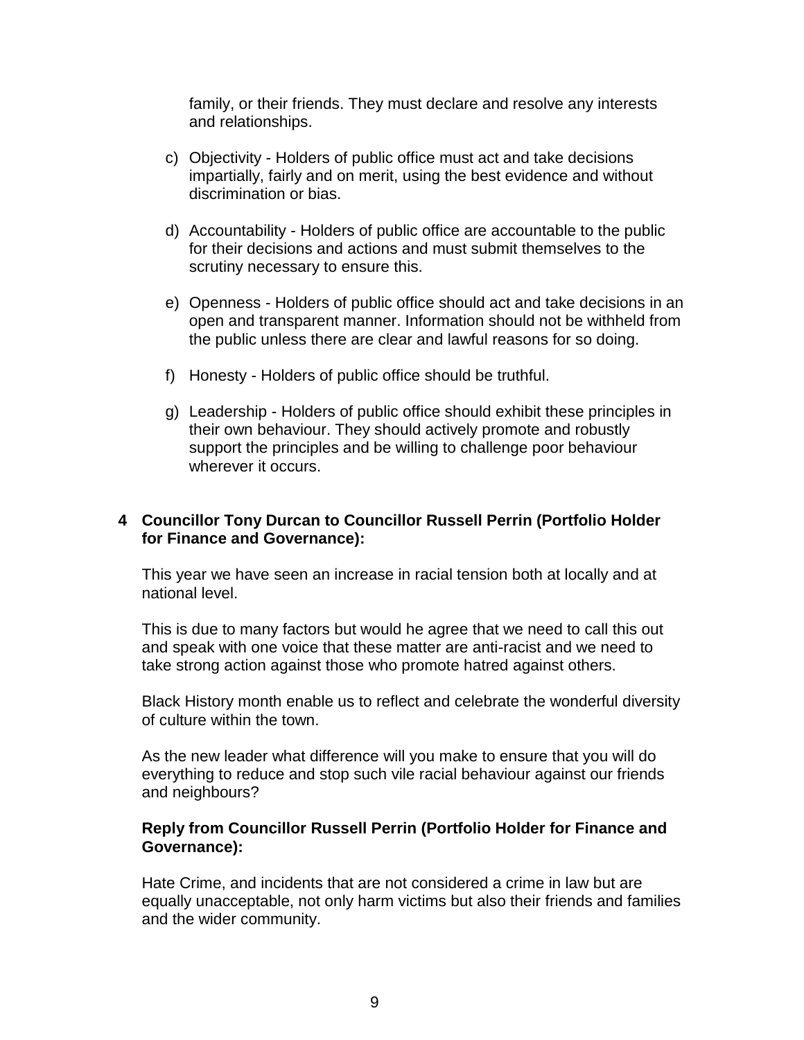family, or their friends. They must declare and resolve any interests and relationships.

c) Objectivity - Holders of public office must act and take decisions impartially, fairly and on merit, using the best evidence and without discrimination or bias.

d) Accountability - Holders of public office are accountable to the public for their decisions and actions and must submit themselves to the scrutiny necessary to ensure this.

e) Openness - Holders of public office should act and take decisions in an open and transparent manner. Information should not be withheld from the public unless there are clear and lawful reasons for so doing.

f) Honesty - Holders of public office should be truthful.

g) Leadership - Holders of public office should exhibit these principles in their own behaviour. They should actively promote and robustly support the principles and be willing to challenge poor behaviour wherever it occurs.

**4 Councillor Tony Durcan to Councillor Russell Perrin (Portfolio Holder for Finance and Governance):**

This year we have seen an increase in racial tension both at locally and at national level.

This is due to many factors but would he agree that we need to call this out and speak with one voice that these matter are anti-racist and we need to take strong action against those who promote hatred against others.

Black History month enable us to reflect and celebrate the wonderful diversity of culture within the town.

As the new leader what difference will you make to ensure that you will do everything to reduce and stop such vile racial behaviour against our friends and neighbours?

**Reply from Councillor Russell Perrin (Portfolio Holder for Finance and Governance):**

Hate Crime, and incidents that are not considered a crime in law but are equally unacceptable, not only harm victims but also their friends and families and the wider community.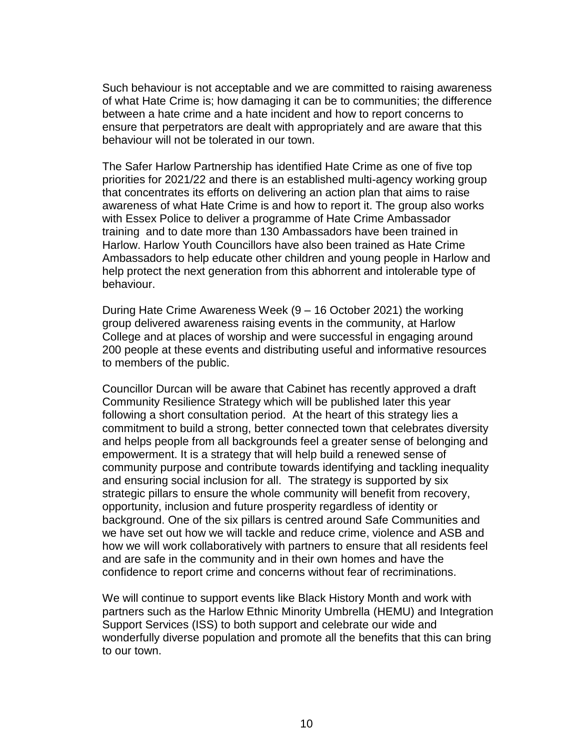Such behaviour is not acceptable and we are committed to raising awareness of what Hate Crime is; how damaging it can be to communities; the difference between a hate crime and a hate incident and how to report concerns to ensure that perpetrators are dealt with appropriately and are aware that this behaviour will not be tolerated in our town.

The Safer Harlow Partnership has identified Hate Crime as one of five top priorities for 2021/22 and there is an established multi-agency working group that concentrates its efforts on delivering an action plan that aims to raise awareness of what Hate Crime is and how to report it. The group also works with Essex Police to deliver a programme of Hate Crime Ambassador training and to date more than 130 Ambassadors have been trained in Harlow. Harlow Youth Councillors have also been trained as Hate Crime Ambassadors to help educate other children and young people in Harlow and help protect the next generation from this abhorrent and intolerable type of behaviour.

During Hate Crime Awareness Week (9 – 16 October 2021) the working group delivered awareness raising events in the community, at Harlow College and at places of worship and were successful in engaging around 200 people at these events and distributing useful and informative resources to members of the public.

Councillor Durcan will be aware that Cabinet has recently approved a draft Community Resilience Strategy which will be published later this year following a short consultation period. At the heart of this strategy lies a commitment to build a strong, better connected town that celebrates diversity and helps people from all backgrounds feel a greater sense of belonging and empowerment. It is a strategy that will help build a renewed sense of community purpose and contribute towards identifying and tackling inequality and ensuring social inclusion for all. The strategy is supported by six strategic pillars to ensure the whole community will benefit from recovery, opportunity, inclusion and future prosperity regardless of identity or background. One of the six pillars is centred around Safe Communities and we have set out how we will tackle and reduce crime, violence and ASB and how we will work collaboratively with partners to ensure that all residents feel and are safe in the community and in their own homes and have the confidence to report crime and concerns without fear of recriminations.

We will continue to support events like Black History Month and work with partners such as the Harlow Ethnic Minority Umbrella (HEMU) and Integration Support Services (ISS) to both support and celebrate our wide and wonderfully diverse population and promote all the benefits that this can bring to our town.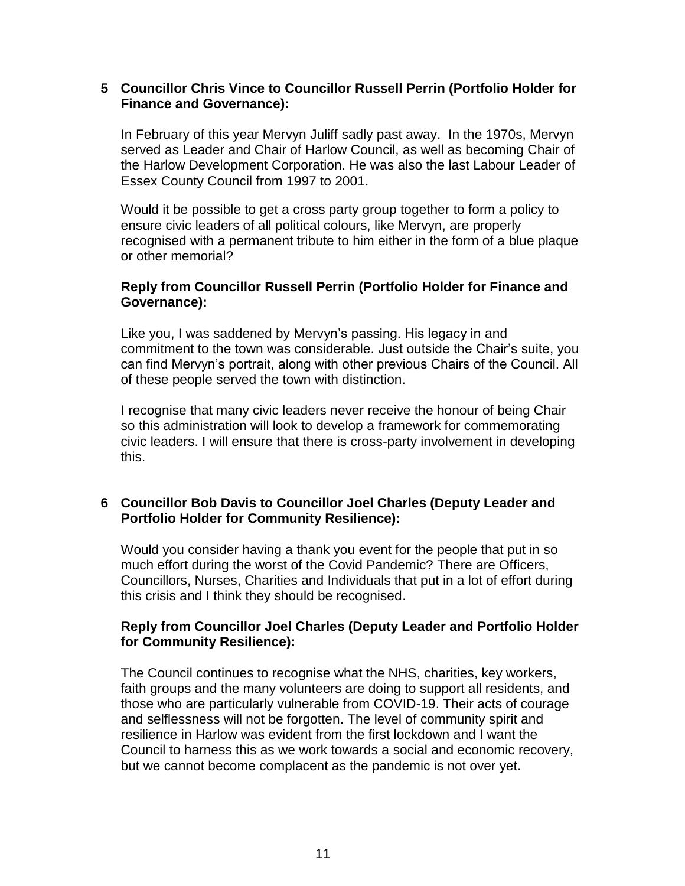**5 Councillor Chris Vince to Councillor Russell Perrin (Portfolio Holder for Finance and Governance):**

In February of this year Mervyn Juliff sadly past away. In the 1970s, Mervyn served as Leader and Chair of Harlow Council, as well as becoming Chair of the Harlow Development Corporation. He was also the last Labour Leader of Essex County Council from 1997 to 2001.

Would it be possible to get a cross party group together to form a policy to ensure civic leaders of all political colours, like Mervyn, are properly recognised with a permanent tribute to him either in the form of a blue plaque or other memorial?

**Reply from Councillor Russell Perrin (Portfolio Holder for Finance and Governance):**

Like you, I was saddened by Mervyn's passing. His legacy in and commitment to the town was considerable. Just outside the Chair's suite, you can find Mervyn's portrait, along with other previous Chairs of the Council. All of these people served the town with distinction.

I recognise that many civic leaders never receive the honour of being Chair so this administration will look to develop a framework for commemorating civic leaders. I will ensure that there is cross-party involvement in developing this.

**6 Councillor Bob Davis to Councillor Joel Charles (Deputy Leader and Portfolio Holder for Community Resilience):**

Would you consider having a thank you event for the people that put in so much effort during the worst of the Covid Pandemic? There are Officers, Councillors, Nurses, Charities and Individuals that put in a lot of effort during this crisis and I think they should be recognised.

**Reply from Councillor Joel Charles (Deputy Leader and Portfolio Holder for Community Resilience):**

The Council continues to recognise what the NHS, charities, key workers, faith groups and the many volunteers are doing to support all residents, and those who are particularly vulnerable from COVID-19. Their acts of courage and selflessness will not be forgotten. The level of community spirit and resilience in Harlow was evident from the first lockdown and I want the Council to harness this as we work towards a social and economic recovery, but we cannot become complacent as the pandemic is not over yet.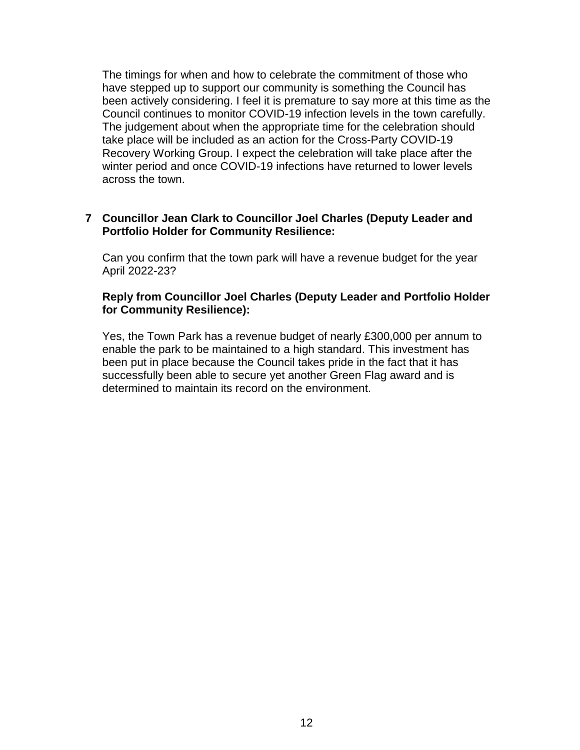The timings for when and how to celebrate the commitment of those who have stepped up to support our community is something the Council has been actively considering. I feel it is premature to say more at this time as the Council continues to monitor COVID-19 infection levels in the town carefully. The judgement about when the appropriate time for the celebration should take place will be included as an action for the Cross-Party COVID-19 Recovery Working Group. I expect the celebration will take place after the winter period and once COVID-19 infections have returned to lower levels across the town.

**7 Councillor Jean Clark to Councillor Joel Charles (Deputy Leader and Portfolio Holder for Community Resilience:**

Can you confirm that the town park will have a revenue budget for the year April 2022-23?

**Reply from Councillor Joel Charles (Deputy Leader and Portfolio Holder for Community Resilience):**

Yes, the Town Park has a revenue budget of nearly £300,000 per annum to enable the park to be maintained to a high standard. This investment has been put in place because the Council takes pride in the fact that it has successfully been able to secure yet another Green Flag award and is determined to maintain its record on the environment.